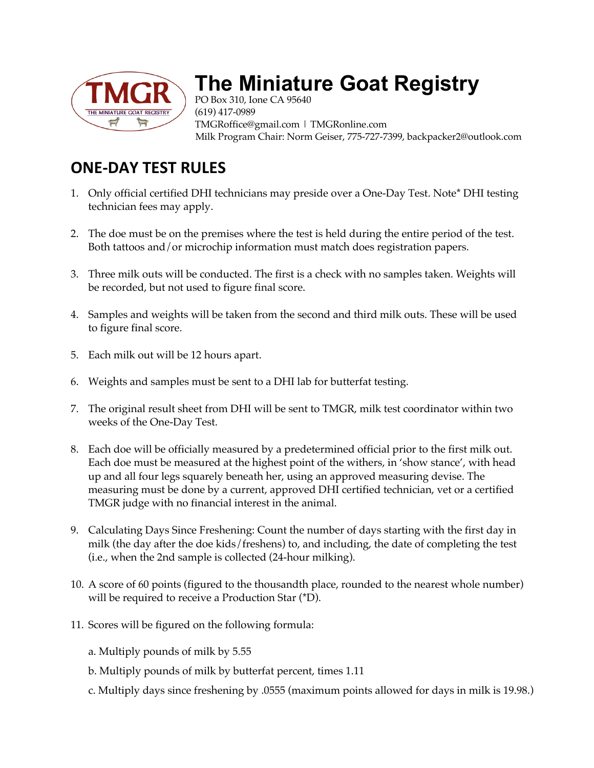# The Miniature Goat Registry

PO Box 310, Ione CA 95640
(619) 417-0989
TMGRoffice@gmail.com | TMGRonline.com
Milk Program Chair: Norm Geiser, 775-727-7399, backpacker2@outlook.com

## ONE-DAY TEST RULES

1. Only official certified DHI technicians may preside over a One-Day Test. Note* DHI testing technician fees may apply.

2. The doe must be on the premises where the test is held during the entire period of the test. Both tattoos and/or microchip information must match does registration papers.

3. Three milk outs will be conducted. The first is a check with no samples taken. Weights will be recorded, but not used to figure final score.

4. Samples and weights will be taken from the second and third milk outs. These will be used to figure final score.

5. Each milk out will be 12 hours apart.

6. Weights and samples must be sent to a DHI lab for butterfat testing.

7. The original result sheet from DHI will be sent to TMGR, milk test coordinator within two weeks of the One-Day Test.

8. Each doe will be officially measured by a predetermined official prior to the first milk out. Each doe must be measured at the highest point of the withers, in 'show stance', with head up and all four legs squarely beneath her, using an approved measuring devise. The measuring must be done by a current, approved DHI certified technician, vet or a certified TMGR judge with no financial interest in the animal.

9. Calculating Days Since Freshening: Count the number of days starting with the first day in milk (the day after the doe kids/freshens) to, and including, the date of completing the test (i.e., when the 2nd sample is collected (24-hour milking).

10. A score of 60 points (figured to the thousandth place, rounded to the nearest whole number) will be required to receive a Production Star (*D).

11. Scores will be figured on the following formula:

    a. Multiply pounds of milk by 5.55

    b. Multiply pounds of milk by butterfat percent, times 1.11

    c. Multiply days since freshening by .0555 (maximum points allowed for days in milk is 19.98.)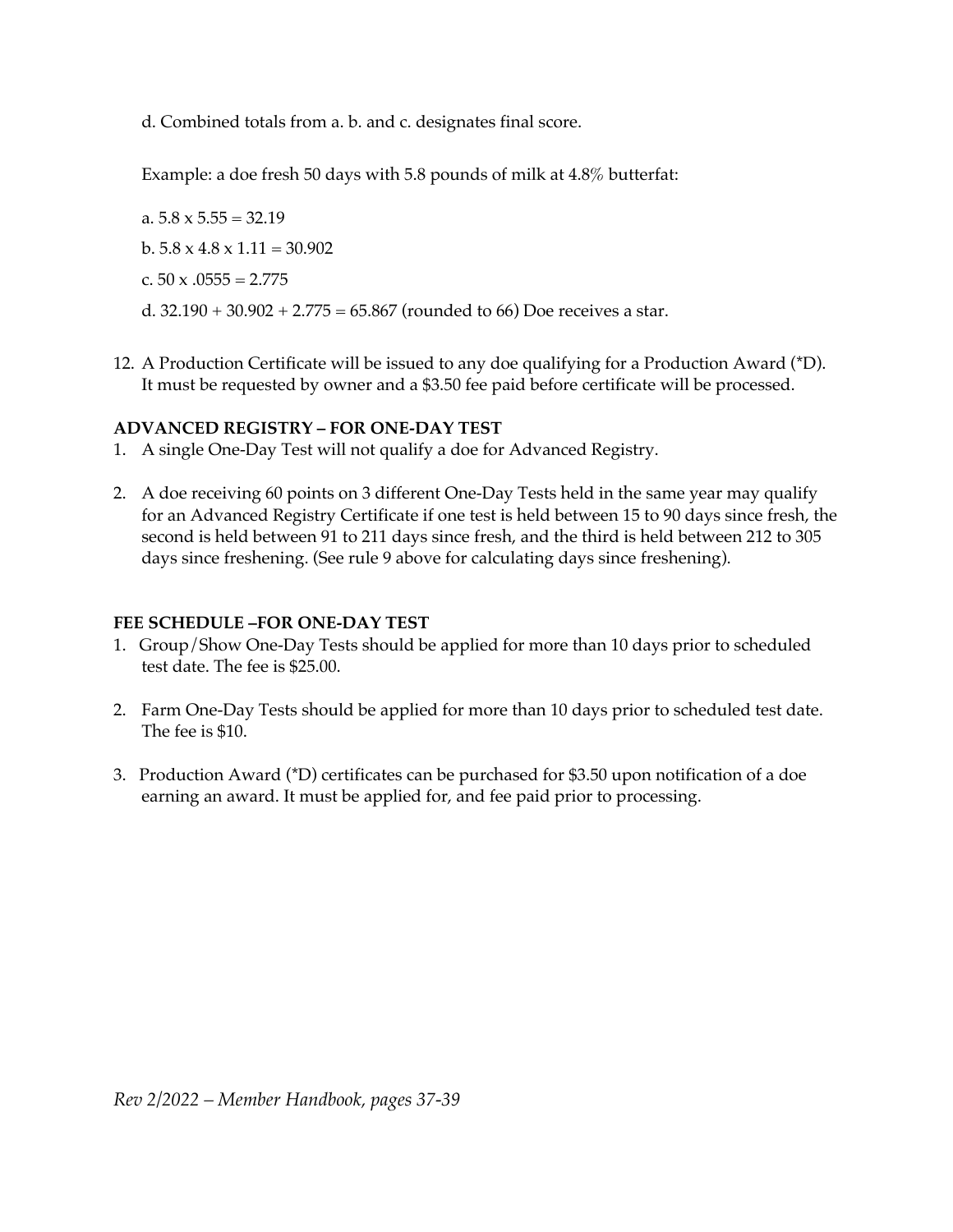d. Combined totals from a. b. and c. designates final score.

Example: a doe fresh 50 days with 5.8 pounds of milk at 4.8% butterfat:

a. 5.8 x 5.55 = 32.19

b. 5.8 x 4.8 x 1.11 = 30.902

c. 50 x .0555 = 2.775

d. 32.190 + 30.902 + 2.775 = 65.867 (rounded to 66) Doe receives a star.

12. A Production Certificate will be issued to any doe qualifying for a Production Award (*D). It must be requested by owner and a $3.50 fee paid before certificate will be processed.

**ADVANCED REGISTRY – FOR ONE-DAY TEST**

1. A single One-Day Test will not qualify a doe for Advanced Registry.

2. A doe receiving 60 points on 3 different One-Day Tests held in the same year may qualify for an Advanced Registry Certificate if one test is held between 15 to 90 days since fresh, the second is held between 91 to 211 days since fresh, and the third is held between 212 to 305 days since freshening. (See rule 9 above for calculating days since freshening).

**FEE SCHEDULE –FOR ONE-DAY TEST**

1. Group/Show One-Day Tests should be applied for more than 10 days prior to scheduled test date. The fee is $25.00.

2. Farm One-Day Tests should be applied for more than 10 days prior to scheduled test date. The fee is $10.

3. Production Award (*D) certificates can be purchased for $3.50 upon notification of a doe earning an award. It must be applied for, and fee paid prior to processing.

*Rev 2/2022 – Member Handbook, pages 37-39*